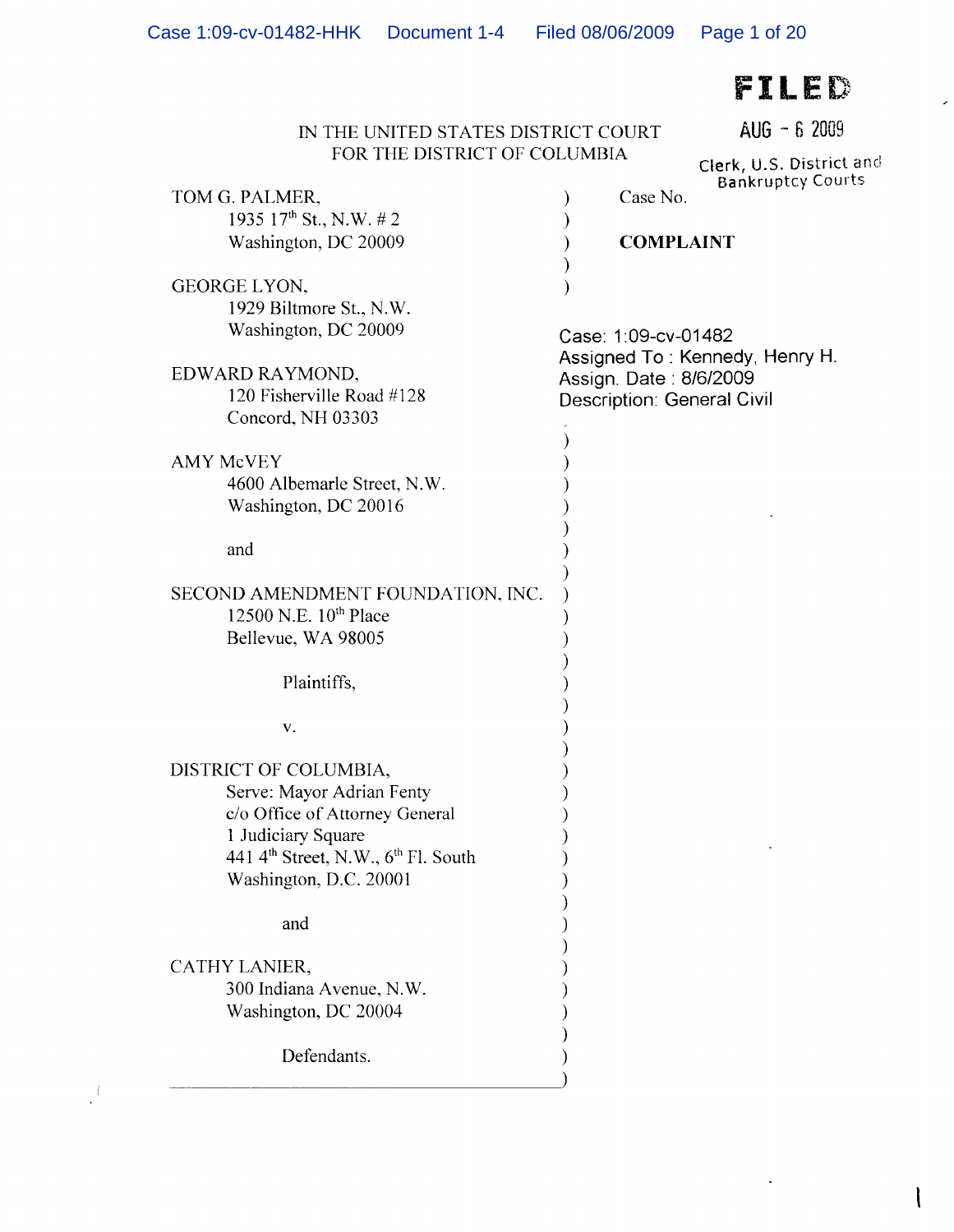FILED

AUG - 6 2009

Clerk, U.S. District and Bankruptcy Courts

IN THE UNITED STATES DISTRICT COURT
FOR THE DISTRICT OF COLUMBIA

TOM G. PALMER,
1935 17th St., N.W. # 2
Washington, DC 20009

GEORGE LYON,
1929 Biltmore St., N.W.
Washington, DC 20009

EDWARD RAYMOND,
120 Fisherville Road #128
Concord, NH 03303

AMY McVEY
4600 Albemarle Street, N.W.
Washington, DC 20016

and

SECOND AMENDMENT FOUNDATION, INC.
12500 N.E. 10th Place
Bellevue, WA 98005

Plaintiffs,

v.

DISTRICT OF COLUMBIA,
Serve: Mayor Adrian Fenty
c/o Office of Attorney General
1 Judiciary Square
441 4th Street, N.W., 6th Fl. South
Washington, D.C. 20001

and

CATHY LANIER,
300 Indiana Avenue, N.W.
Washington, DC 20004

Defendants.

Case No.

**COMPLAINT**

Case: 1:09-cv-01482
Assigned To : Kennedy, Henry H.
Assign. Date : 8/6/2009
Description: General Civil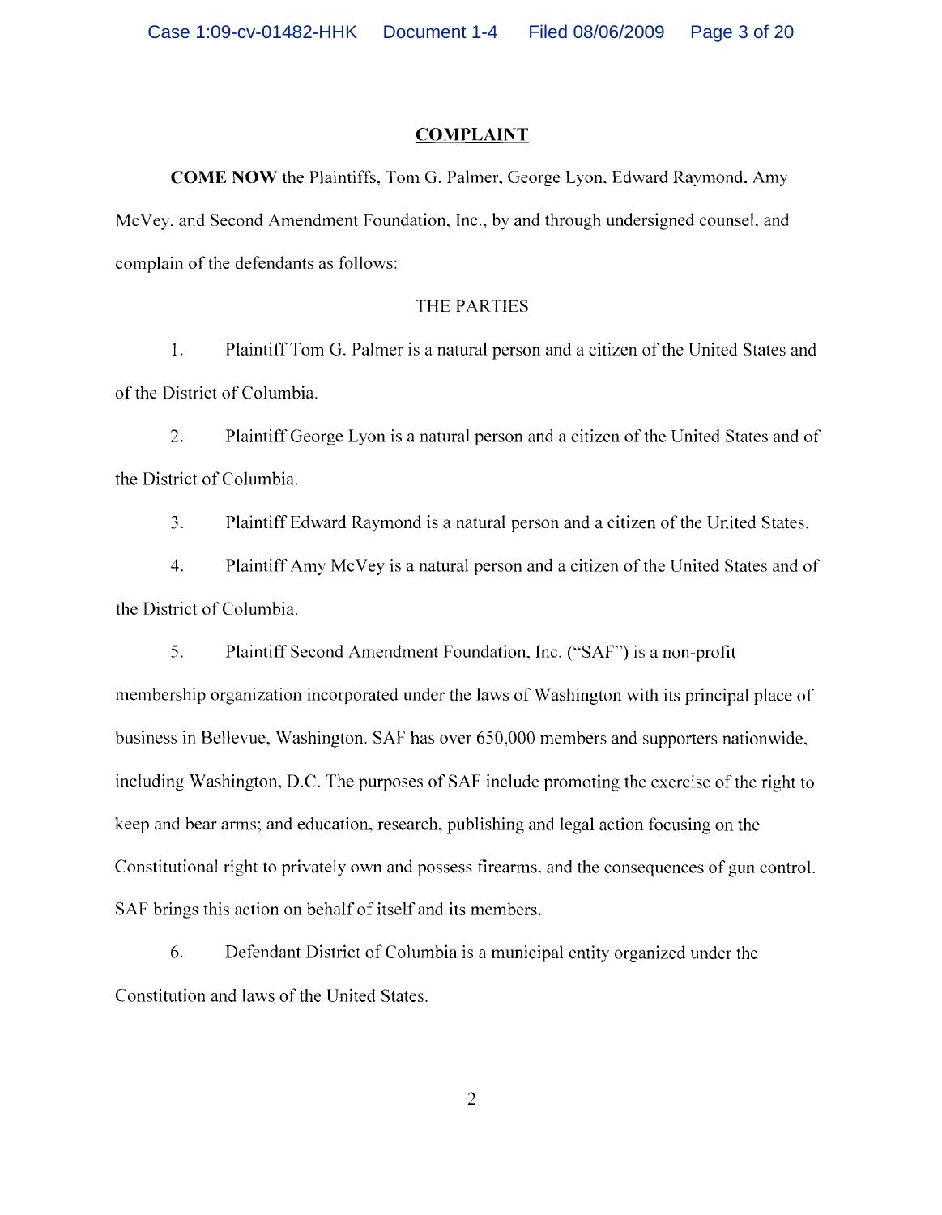## COMPLAINT

**COME NOW** the Plaintiffs, Tom G. Palmer, George Lyon, Edward Raymond, Amy McVey, and Second Amendment Foundation, Inc., by and through undersigned counsel, and complain of the defendants as follows:

### THE PARTIES

1. Plaintiff Tom G. Palmer is a natural person and a citizen of the United States and of the District of Columbia.

2. Plaintiff George Lyon is a natural person and a citizen of the United States and of the District of Columbia.

3. Plaintiff Edward Raymond is a natural person and a citizen of the United States.

4. Plaintiff Amy McVey is a natural person and a citizen of the United States and of the District of Columbia.

5. Plaintiff Second Amendment Foundation, Inc. ("SAF") is a non-profit membership organization incorporated under the laws of Washington with its principal place of business in Bellevue, Washington. SAF has over 650,000 members and supporters nationwide, including Washington, D.C. The purposes of SAF include promoting the exercise of the right to keep and bear arms; and education, research, publishing and legal action focusing on the Constitutional right to privately own and possess firearms, and the consequences of gun control. SAF brings this action on behalf of itself and its members.

6. Defendant District of Columbia is a municipal entity organized under the Constitution and laws of the United States.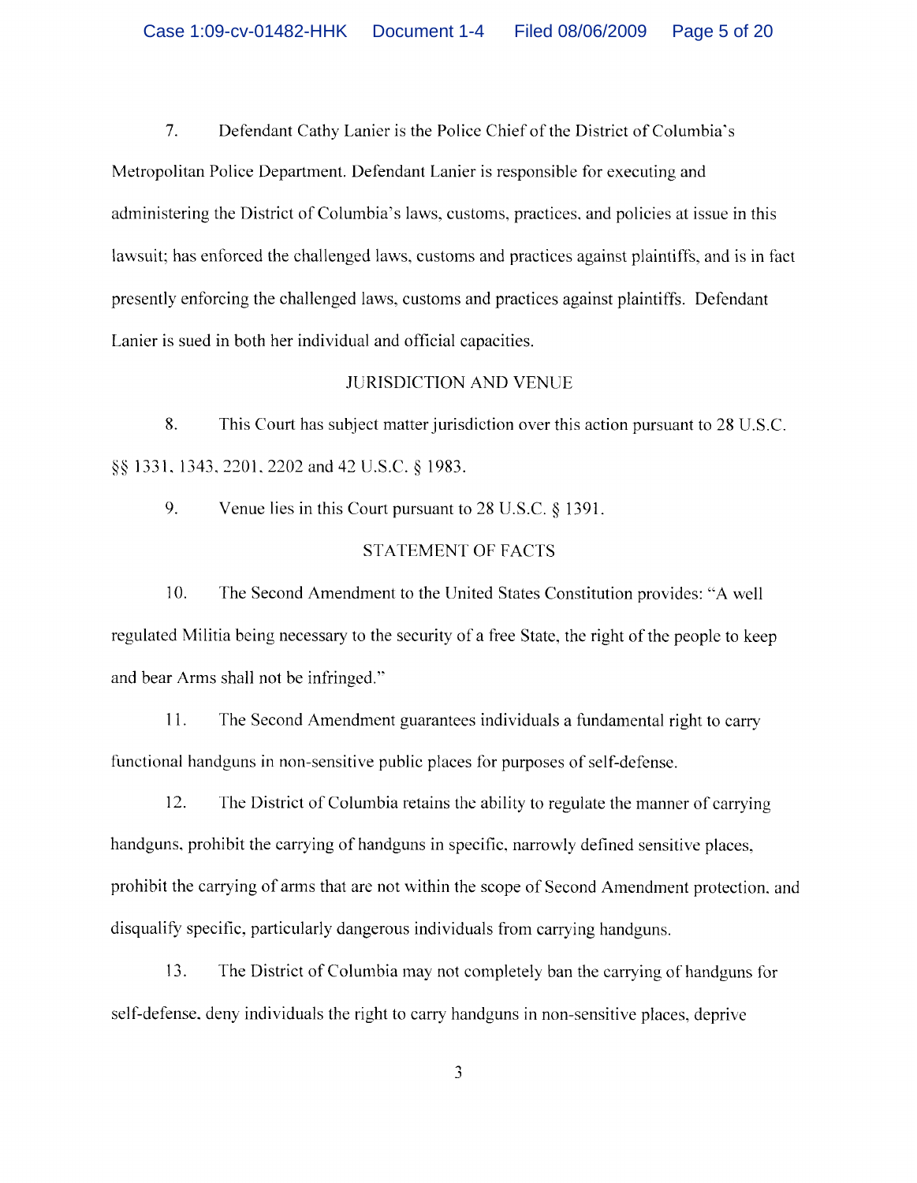7. Defendant Cathy Lanier is the Police Chief of the District of Columbia's Metropolitan Police Department. Defendant Lanier is responsible for executing and administering the District of Columbia's laws, customs, practices, and policies at issue in this lawsuit; has enforced the challenged laws, customs and practices against plaintiffs, and is in fact presently enforcing the challenged laws, customs and practices against plaintiffs. Defendant Lanier is sued in both her individual and official capacities.

## JURISDICTION AND VENUE

8. This Court has subject matter jurisdiction over this action pursuant to 28 U.S.C. §§ 1331, 1343, 2201, 2202 and 42 U.S.C. § 1983.

9. Venue lies in this Court pursuant to 28 U.S.C. § 1391.

## STATEMENT OF FACTS

10. The Second Amendment to the United States Constitution provides: "A well regulated Militia being necessary to the security of a free State, the right of the people to keep and bear Arms shall not be infringed."

11. The Second Amendment guarantees individuals a fundamental right to carry functional handguns in non-sensitive public places for purposes of self-defense.

12. The District of Columbia retains the ability to regulate the manner of carrying handguns, prohibit the carrying of handguns in specific, narrowly defined sensitive places, prohibit the carrying of arms that are not within the scope of Second Amendment protection, and disqualify specific, particularly dangerous individuals from carrying handguns.

13. The District of Columbia may not completely ban the carrying of handguns for self-defense, deny individuals the right to carry handguns in non-sensitive places, deprive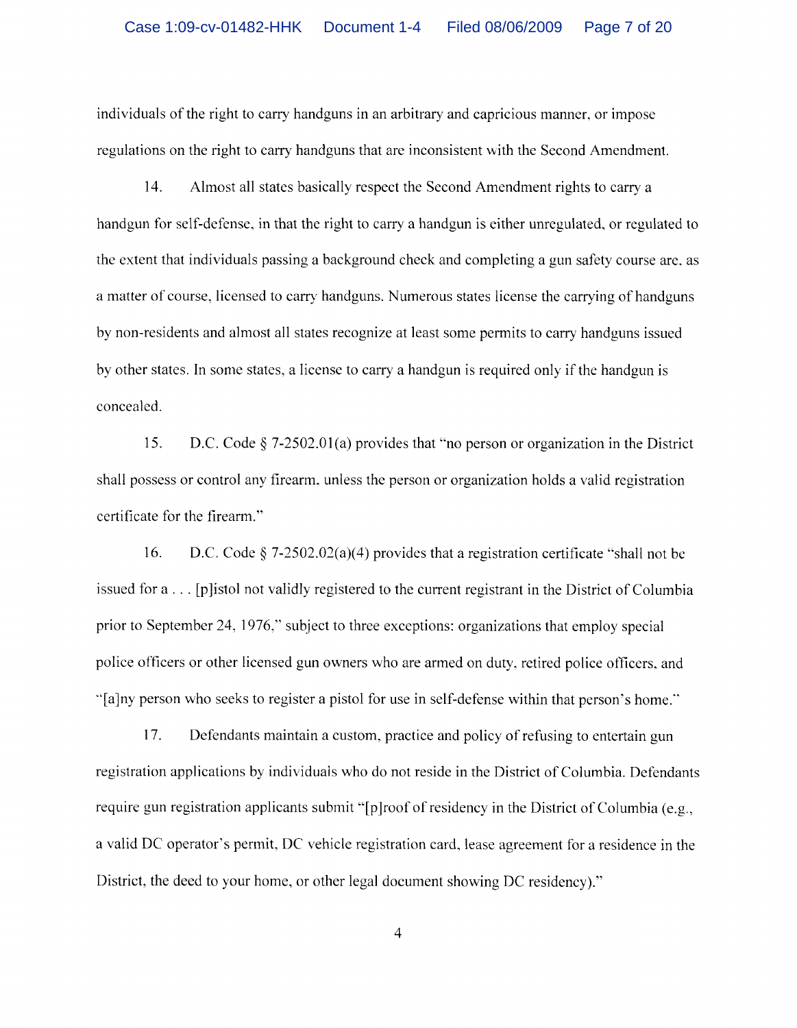individuals of the right to carry handguns in an arbitrary and capricious manner, or impose regulations on the right to carry handguns that are inconsistent with the Second Amendment.

14. Almost all states basically respect the Second Amendment rights to carry a handgun for self-defense, in that the right to carry a handgun is either unregulated, or regulated to the extent that individuals passing a background check and completing a gun safety course are, as a matter of course, licensed to carry handguns. Numerous states license the carrying of handguns by non-residents and almost all states recognize at least some permits to carry handguns issued by other states. In some states, a license to carry a handgun is required only if the handgun is concealed.

15. D.C. Code § 7-2502.01(a) provides that "no person or organization in the District shall possess or control any firearm, unless the person or organization holds a valid registration certificate for the firearm."

16. D.C. Code § 7-2502.02(a)(4) provides that a registration certificate "shall not be issued for a . . . [p]istol not validly registered to the current registrant in the District of Columbia prior to September 24, 1976," subject to three exceptions: organizations that employ special police officers or other licensed gun owners who are armed on duty, retired police officers, and "[a]ny person who seeks to register a pistol for use in self-defense within that person's home."

17. Defendants maintain a custom, practice and policy of refusing to entertain gun registration applications by individuals who do not reside in the District of Columbia. Defendants require gun registration applicants submit "[p]roof of residency in the District of Columbia (e.g., a valid DC operator's permit, DC vehicle registration card, lease agreement for a residence in the District, the deed to your home, or other legal document showing DC residency)."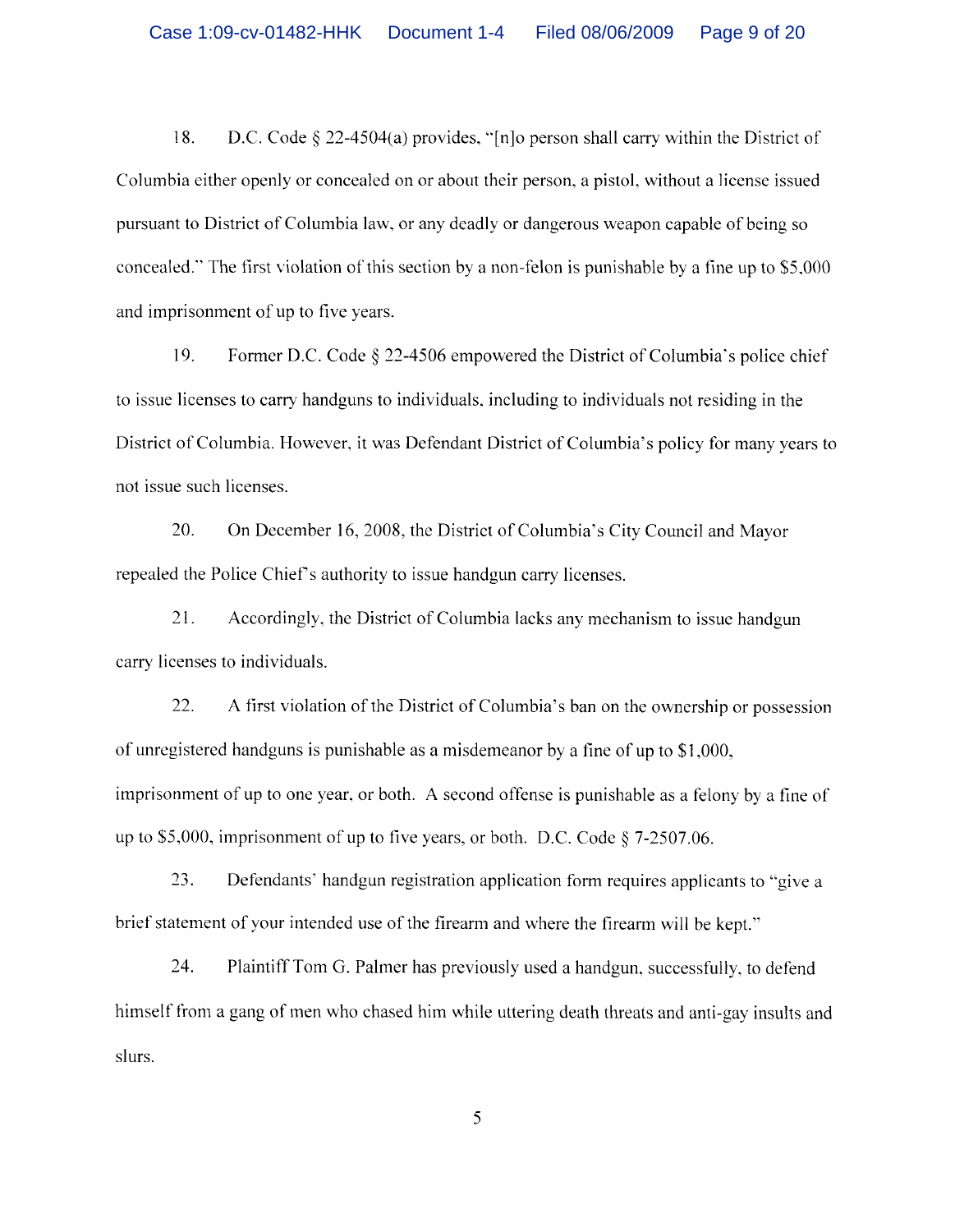18. D.C. Code § 22-4504(a) provides, "[n]o person shall carry within the District of Columbia either openly or concealed on or about their person, a pistol, without a license issued pursuant to District of Columbia law, or any deadly or dangerous weapon capable of being so concealed." The first violation of this section by a non-felon is punishable by a fine up to $5,000 and imprisonment of up to five years.

19. Former D.C. Code § 22-4506 empowered the District of Columbia's police chief to issue licenses to carry handguns to individuals, including to individuals not residing in the District of Columbia. However, it was Defendant District of Columbia's policy for many years to not issue such licenses.

20. On December 16, 2008, the District of Columbia's City Council and Mayor repealed the Police Chief's authority to issue handgun carry licenses.

21. Accordingly, the District of Columbia lacks any mechanism to issue handgun carry licenses to individuals.

22. A first violation of the District of Columbia's ban on the ownership or possession of unregistered handguns is punishable as a misdemeanor by a fine of up to $1,000, imprisonment of up to one year, or both. A second offense is punishable as a felony by a fine of up to $5,000, imprisonment of up to five years, or both. D.C. Code § 7-2507.06.

23. Defendants' handgun registration application form requires applicants to "give a brief statement of your intended use of the firearm and where the firearm will be kept."

24. Plaintiff Tom G. Palmer has previously used a handgun, successfully, to defend himself from a gang of men who chased him while uttering death threats and anti-gay insults and slurs.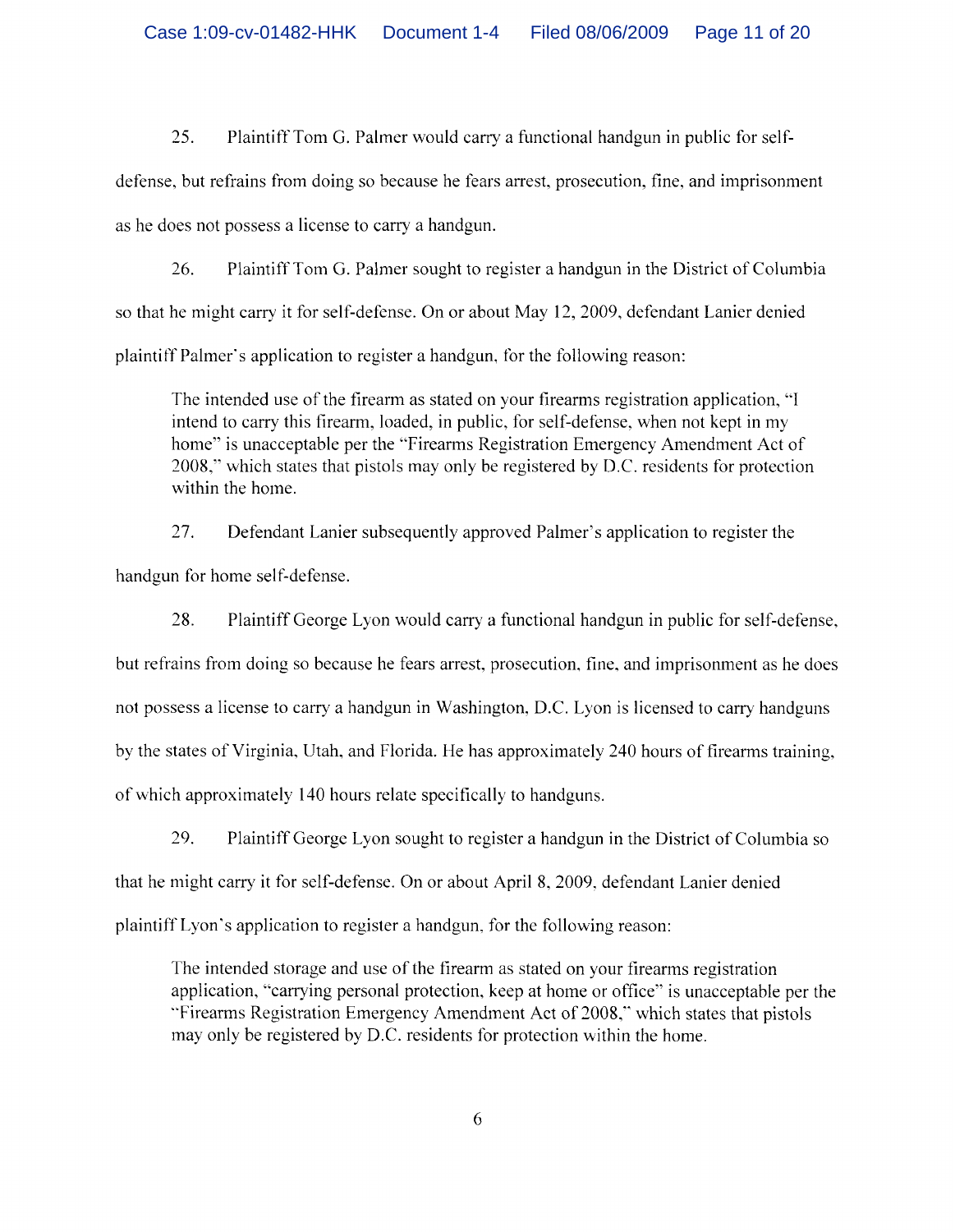25. Plaintiff Tom G. Palmer would carry a functional handgun in public for self-defense, but refrains from doing so because he fears arrest, prosecution, fine, and imprisonment as he does not possess a license to carry a handgun.

26. Plaintiff Tom G. Palmer sought to register a handgun in the District of Columbia so that he might carry it for self-defense. On or about May 12, 2009, defendant Lanier denied plaintiff Palmer's application to register a handgun, for the following reason:

> The intended use of the firearm as stated on your firearms registration application, "I intend to carry this firearm, loaded, in public, for self-defense, when not kept in my home" is unacceptable per the "Firearms Registration Emergency Amendment Act of 2008," which states that pistols may only be registered by D.C. residents for protection within the home.

27. Defendant Lanier subsequently approved Palmer's application to register the handgun for home self-defense.

28. Plaintiff George Lyon would carry a functional handgun in public for self-defense, but refrains from doing so because he fears arrest, prosecution, fine, and imprisonment as he does not possess a license to carry a handgun in Washington, D.C. Lyon is licensed to carry handguns by the states of Virginia, Utah, and Florida. He has approximately 240 hours of firearms training, of which approximately 140 hours relate specifically to handguns.

29. Plaintiff George Lyon sought to register a handgun in the District of Columbia so that he might carry it for self-defense. On or about April 8, 2009, defendant Lanier denied plaintiff Lyon's application to register a handgun, for the following reason:

> The intended storage and use of the firearm as stated on your firearms registration application, "carrying personal protection, keep at home or office" is unacceptable per the "Firearms Registration Emergency Amendment Act of 2008," which states that pistols may only be registered by D.C. residents for protection within the home.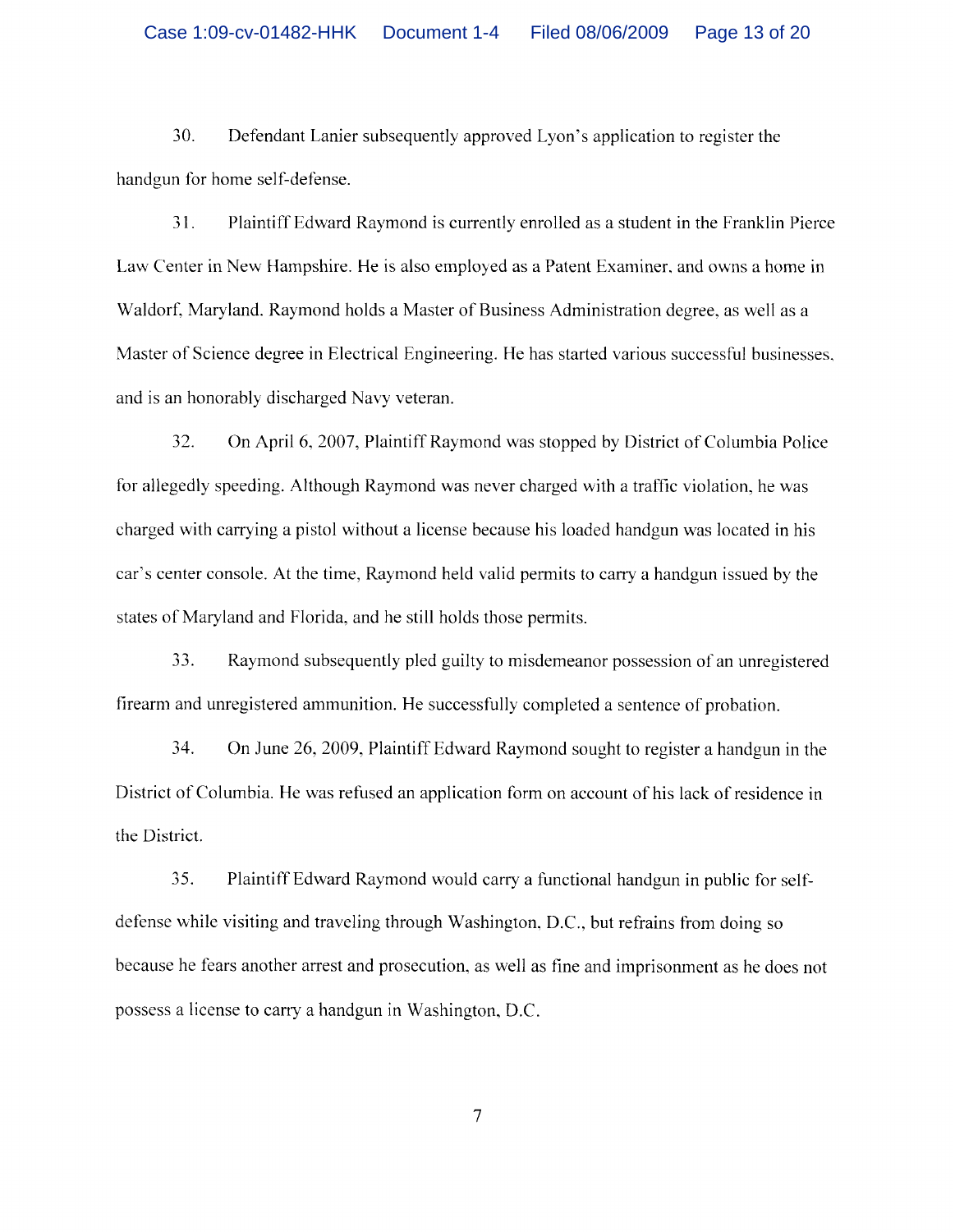30. Defendant Lanier subsequently approved Lyon's application to register the handgun for home self-defense.

31. Plaintiff Edward Raymond is currently enrolled as a student in the Franklin Pierce Law Center in New Hampshire. He is also employed as a Patent Examiner, and owns a home in Waldorf, Maryland. Raymond holds a Master of Business Administration degree, as well as a Master of Science degree in Electrical Engineering. He has started various successful businesses, and is an honorably discharged Navy veteran.

32. On April 6, 2007, Plaintiff Raymond was stopped by District of Columbia Police for allegedly speeding. Although Raymond was never charged with a traffic violation, he was charged with carrying a pistol without a license because his loaded handgun was located in his car's center console. At the time, Raymond held valid permits to carry a handgun issued by the states of Maryland and Florida, and he still holds those permits.

33. Raymond subsequently pled guilty to misdemeanor possession of an unregistered firearm and unregistered ammunition. He successfully completed a sentence of probation.

34. On June 26, 2009, Plaintiff Edward Raymond sought to register a handgun in the District of Columbia. He was refused an application form on account of his lack of residence in the District.

35. Plaintiff Edward Raymond would carry a functional handgun in public for self-defense while visiting and traveling through Washington, D.C., but refrains from doing so because he fears another arrest and prosecution, as well as fine and imprisonment as he does not possess a license to carry a handgun in Washington, D.C.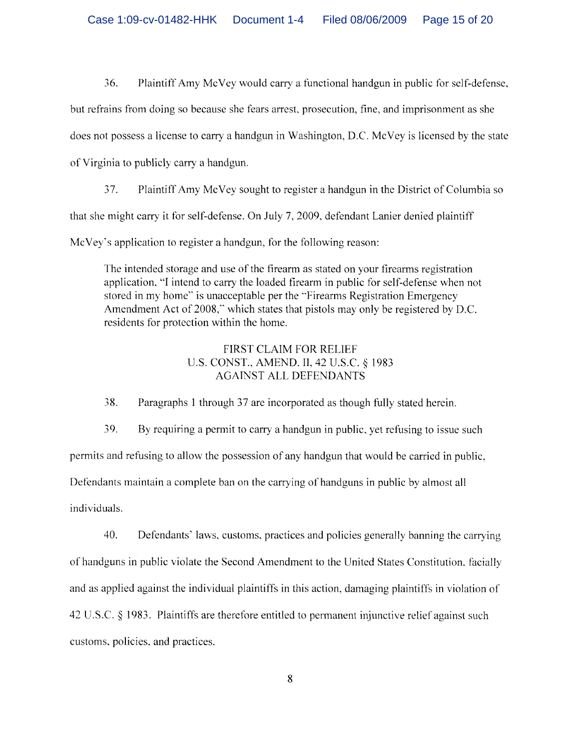36. Plaintiff Amy McVey would carry a functional handgun in public for self-defense, but refrains from doing so because she fears arrest, prosecution, fine, and imprisonment as she does not possess a license to carry a handgun in Washington, D.C. McVey is licensed by the state of Virginia to publicly carry a handgun.

37. Plaintiff Amy McVey sought to register a handgun in the District of Columbia so that she might carry it for self-defense. On July 7, 2009, defendant Lanier denied plaintiff McVey's application to register a handgun, for the following reason:

> The intended storage and use of the firearm as stated on your firearms registration application, "I intend to carry the loaded firearm in public for self-defense when not stored in my home" is unacceptable per the "Firearms Registration Emergency Amendment Act of 2008," which states that pistols may only be registered by D.C. residents for protection within the home.

## FIRST CLAIM FOR RELIEF
## U.S. CONST., AMEND. II, 42 U.S.C. § 1983
## AGAINST ALL DEFENDANTS

38. Paragraphs 1 through 37 are incorporated as though fully stated herein.

39. By requiring a permit to carry a handgun in public, yet refusing to issue such permits and refusing to allow the possession of any handgun that would be carried in public, Defendants maintain a complete ban on the carrying of handguns in public by almost all individuals.

40. Defendants' laws, customs, practices and policies generally banning the carrying of handguns in public violate the Second Amendment to the United States Constitution, facially and as applied against the individual plaintiffs in this action, damaging plaintiffs in violation of 42 U.S.C. § 1983. Plaintiffs are therefore entitled to permanent injunctive relief against such customs, policies, and practices.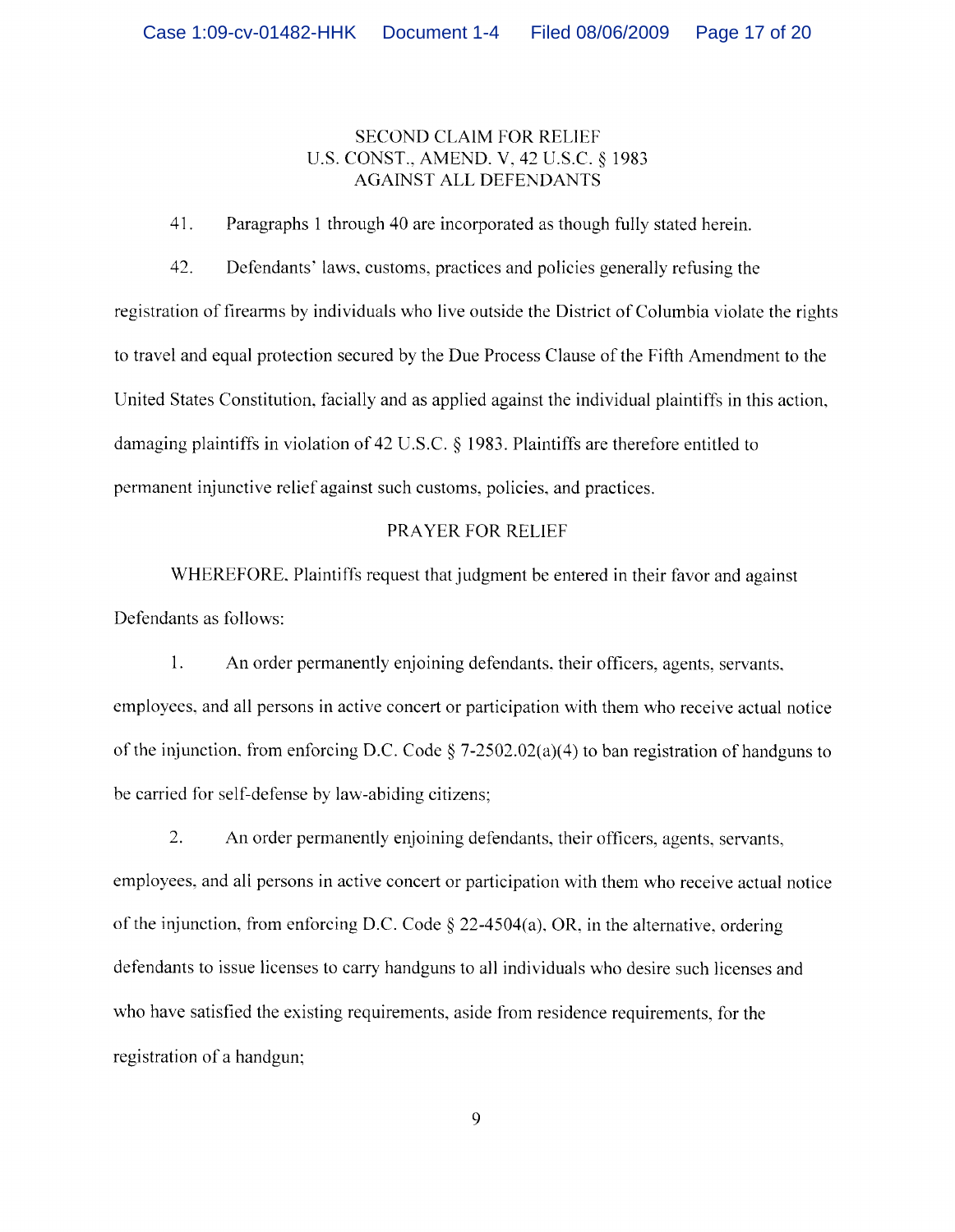## SECOND CLAIM FOR RELIEF
## U.S. CONST., AMEND. V, 42 U.S.C. § 1983
## AGAINST ALL DEFENDANTS

41. Paragraphs 1 through 40 are incorporated as though fully stated herein.

42. Defendants' laws, customs, practices and policies generally refusing the registration of firearms by individuals who live outside the District of Columbia violate the rights to travel and equal protection secured by the Due Process Clause of the Fifth Amendment to the United States Constitution, facially and as applied against the individual plaintiffs in this action, damaging plaintiffs in violation of 42 U.S.C. § 1983. Plaintiffs are therefore entitled to permanent injunctive relief against such customs, policies, and practices.

## PRAYER FOR RELIEF

WHEREFORE, Plaintiffs request that judgment be entered in their favor and against Defendants as follows:

1. An order permanently enjoining defendants, their officers, agents, servants, employees, and all persons in active concert or participation with them who receive actual notice of the injunction, from enforcing D.C. Code § 7-2502.02(a)(4) to ban registration of handguns to be carried for self-defense by law-abiding citizens;

2. An order permanently enjoining defendants, their officers, agents, servants, employees, and all persons in active concert or participation with them who receive actual notice of the injunction, from enforcing D.C. Code § 22-4504(a), OR, in the alternative, ordering defendants to issue licenses to carry handguns to all individuals who desire such licenses and who have satisfied the existing requirements, aside from residence requirements, for the registration of a handgun;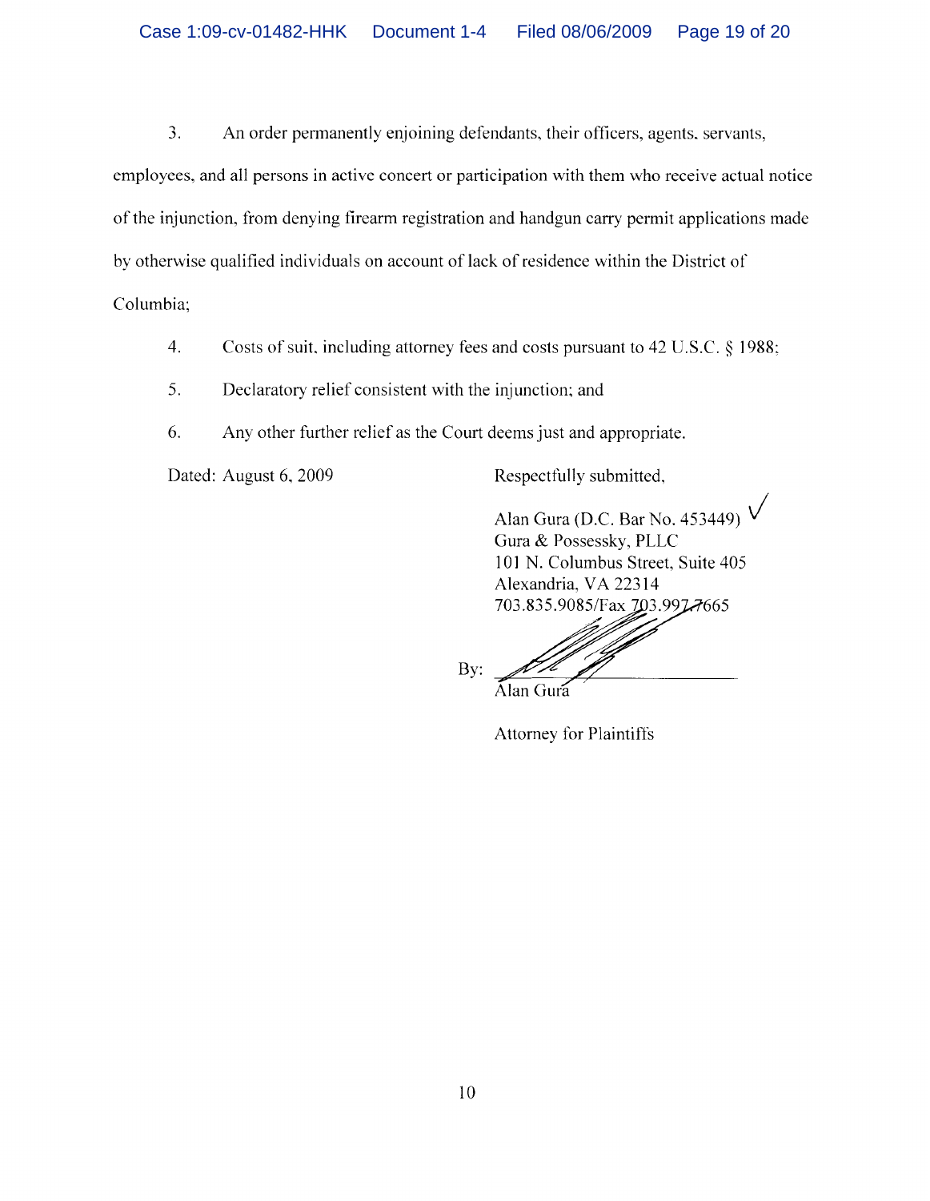3. An order permanently enjoining defendants, their officers, agents, servants, employees, and all persons in active concert or participation with them who receive actual notice of the injunction, from denying firearm registration and handgun carry permit applications made by otherwise qualified individuals on account of lack of residence within the District of Columbia;

4. Costs of suit, including attorney fees and costs pursuant to 42 U.S.C. § 1988;

5. Declaratory relief consistent with the injunction; and

6. Any other further relief as the Court deems just and appropriate.

Dated: August 6, 2009

Respectfully submitted,

Alan Gura (D.C. Bar No. 453449)
Gura & Possessky, PLLC
101 N. Columbus Street, Suite 405
Alexandria, VA 22314
703.835.9085/Fax 703.997.7665

By: ______________________
Alan Gura

Attorney for Plaintiffs